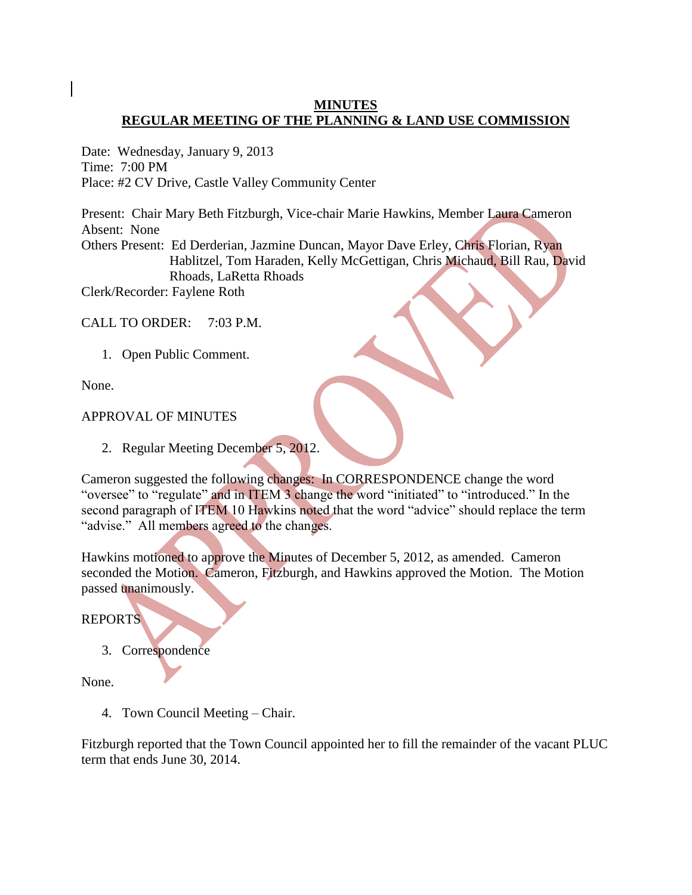# MINUTES
## REGULAR MEETING OF THE PLANNING & LAND USE COMMISSION

Date: Wednesday, January 9, 2013
Time: 7:00 PM
Place: #2 CV Drive, Castle Valley Community Center

Present: Chair Mary Beth Fitzburgh, Vice-chair Marie Hawkins, Member Laura Cameron
Absent: None
Others Present: Ed Derderian, Jazmine Duncan, Mayor Dave Erley, Chris Florian, Ryan Hablitzel, Tom Haraden, Kelly McGettigan, Chris Michaud, Bill Rau, David Rhoads, LaRetta Rhoads
Clerk/Recorder: Faylene Roth

CALL TO ORDER: 7:03 P.M.

1. Open Public Comment.

None.

APPROVAL OF MINUTES

2. Regular Meeting December 5, 2012.

Cameron suggested the following changes: In CORRESPONDENCE change the word "oversee" to "regulate" and in ITEM 3 change the word "initiated" to "introduced." In the second paragraph of ITEM 10 Hawkins noted that the word "advice" should replace the term "advise." All members agreed to the changes.

Hawkins motioned to approve the Minutes of December 5, 2012, as amended. Cameron seconded the Motion. Cameron, Fitzburgh, and Hawkins approved the Motion. The Motion passed unanimously.

REPORTS

3. Correspondence

None.

4. Town Council Meeting – Chair.

Fitzburgh reported that the Town Council appointed her to fill the remainder of the vacant PLUC term that ends June 30, 2014.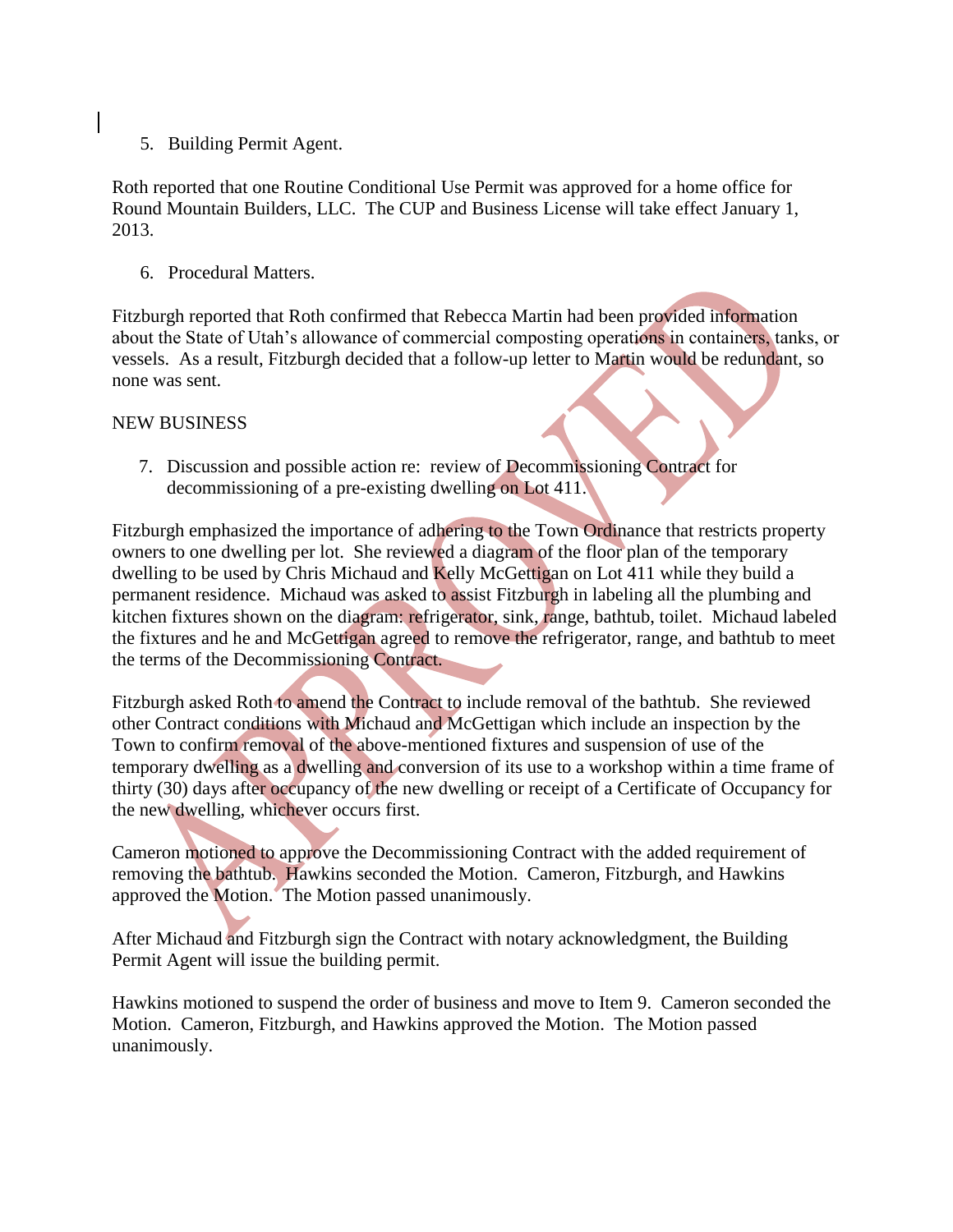5. Building Permit Agent.

Roth reported that one Routine Conditional Use Permit was approved for a home office for Round Mountain Builders, LLC. The CUP and Business License will take effect January 1, 2013.

6. Procedural Matters.

Fitzburgh reported that Roth confirmed that Rebecca Martin had been provided information about the State of Utah's allowance of commercial composting operations in containers, tanks, or vessels. As a result, Fitzburgh decided that a follow-up letter to Martin would be redundant, so none was sent.

NEW BUSINESS

7. Discussion and possible action re: review of Decommissioning Contract for decommissioning of a pre-existing dwelling on Lot 411.

Fitzburgh emphasized the importance of adhering to the Town Ordinance that restricts property owners to one dwelling per lot. She reviewed a diagram of the floor plan of the temporary dwelling to be used by Chris Michaud and Kelly McGettigan on Lot 411 while they build a permanent residence. Michaud was asked to assist Fitzburgh in labeling all the plumbing and kitchen fixtures shown on the diagram: refrigerator, sink, range, bathtub, toilet. Michaud labeled the fixtures and he and McGettigan agreed to remove the refrigerator, range, and bathtub to meet the terms of the Decommissioning Contract.

Fitzburgh asked Roth to amend the Contract to include removal of the bathtub. She reviewed other Contract conditions with Michaud and McGettigan which include an inspection by the Town to confirm removal of the above-mentioned fixtures and suspension of use of the temporary dwelling as a dwelling and conversion of its use to a workshop within a time frame of thirty (30) days after occupancy of the new dwelling or receipt of a Certificate of Occupancy for the new dwelling, whichever occurs first.

Cameron motioned to approve the Decommissioning Contract with the added requirement of removing the bathtub. Hawkins seconded the Motion. Cameron, Fitzburgh, and Hawkins approved the Motion. The Motion passed unanimously.

After Michaud and Fitzburgh sign the Contract with notary acknowledgment, the Building Permit Agent will issue the building permit.

Hawkins motioned to suspend the order of business and move to Item 9. Cameron seconded the Motion. Cameron, Fitzburgh, and Hawkins approved the Motion. The Motion passed unanimously.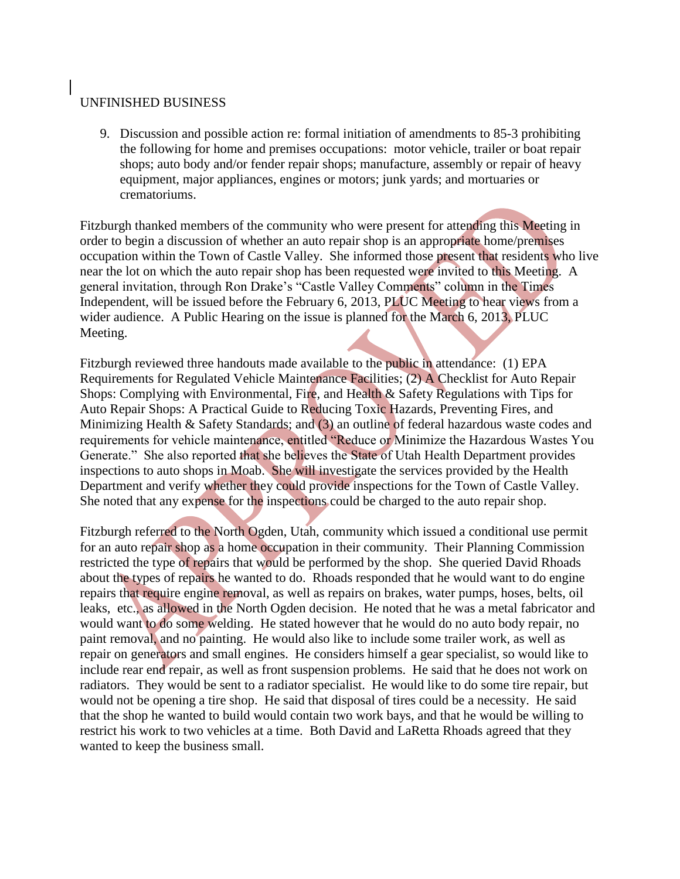UNFINISHED BUSINESS

9. Discussion and possible action re: formal initiation of amendments to 85-3 prohibiting the following for home and premises occupations: motor vehicle, trailer or boat repair shops; auto body and/or fender repair shops; manufacture, assembly or repair of heavy equipment, major appliances, engines or motors; junk yards; and mortuaries or crematoriums.

Fitzburgh thanked members of the community who were present for attending this Meeting in order to begin a discussion of whether an auto repair shop is an appropriate home/premises occupation within the Town of Castle Valley. She informed those present that residents who live near the lot on which the auto repair shop has been requested were invited to this Meeting. A general invitation, through Ron Drake's "Castle Valley Comments" column in the Times Independent, will be issued before the February 6, 2013, PLUC Meeting to hear views from a wider audience. A Public Hearing on the issue is planned for the March 6, 2013, PLUC Meeting.

Fitzburgh reviewed three handouts made available to the public in attendance: (1) EPA Requirements for Regulated Vehicle Maintenance Facilities; (2) A Checklist for Auto Repair Shops: Complying with Environmental, Fire, and Health & Safety Regulations with Tips for Auto Repair Shops: A Practical Guide to Reducing Toxic Hazards, Preventing Fires, and Minimizing Health & Safety Standards; and (3) an outline of federal hazardous waste codes and requirements for vehicle maintenance, entitled "Reduce or Minimize the Hazardous Wastes You Generate." She also reported that she believes the State of Utah Health Department provides inspections to auto shops in Moab. She will investigate the services provided by the Health Department and verify whether they could provide inspections for the Town of Castle Valley. She noted that any expense for the inspections could be charged to the auto repair shop.

Fitzburgh referred to the North Ogden, Utah, community which issued a conditional use permit for an auto repair shop as a home occupation in their community. Their Planning Commission restricted the type of repairs that would be performed by the shop. She queried David Rhoads about the types of repairs he wanted to do. Rhoads responded that he would want to do engine repairs that require engine removal, as well as repairs on brakes, water pumps, hoses, belts, oil leaks, etc., as allowed in the North Ogden decision. He noted that he was a metal fabricator and would want to do some welding. He stated however that he would do no auto body repair, no paint removal, and no painting. He would also like to include some trailer work, as well as repair on generators and small engines. He considers himself a gear specialist, so would like to include rear end repair, as well as front suspension problems. He said that he does not work on radiators. They would be sent to a radiator specialist. He would like to do some tire repair, but would not be opening a tire shop. He said that disposal of tires could be a necessity. He said that the shop he wanted to build would contain two work bays, and that he would be willing to restrict his work to two vehicles at a time. Both David and LaRetta Rhoads agreed that they wanted to keep the business small.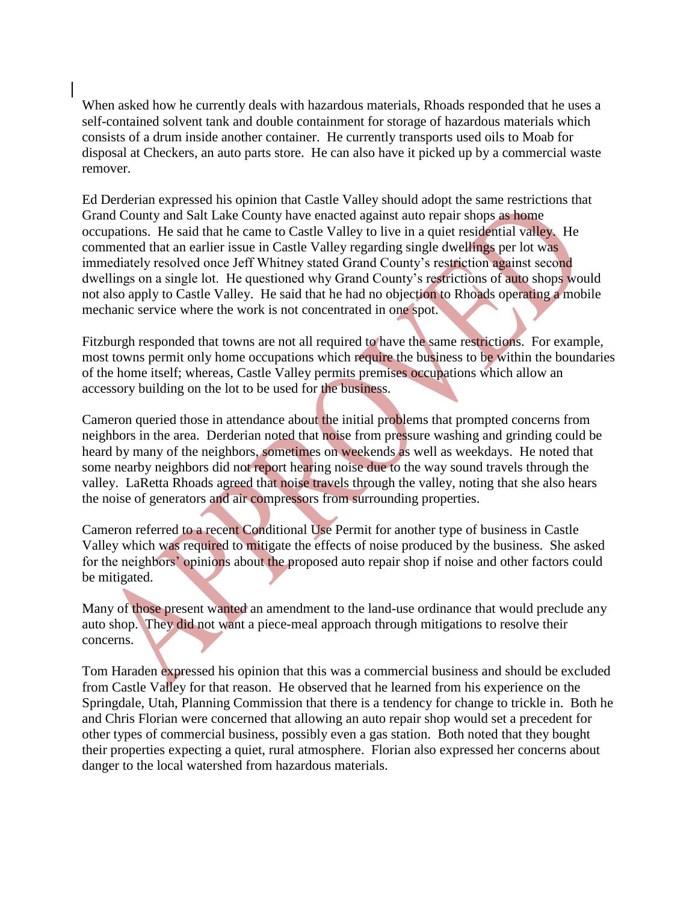When asked how he currently deals with hazardous materials, Rhoads responded that he uses a self-contained solvent tank and double containment for storage of hazardous materials which consists of a drum inside another container. He currently transports used oils to Moab for disposal at Checkers, an auto parts store. He can also have it picked up by a commercial waste remover.

Ed Derderian expressed his opinion that Castle Valley should adopt the same restrictions that Grand County and Salt Lake County have enacted against auto repair shops as home occupations. He said that he came to Castle Valley to live in a quiet residential valley. He commented that an earlier issue in Castle Valley regarding single dwellings per lot was immediately resolved once Jeff Whitney stated Grand County's restriction against second dwellings on a single lot. He questioned why Grand County's restrictions of auto shops would not also apply to Castle Valley. He said that he had no objection to Rhoads operating a mobile mechanic service where the work is not concentrated in one spot.

Fitzburgh responded that towns are not all required to have the same restrictions. For example, most towns permit only home occupations which require the business to be within the boundaries of the home itself; whereas, Castle Valley permits premises occupations which allow an accessory building on the lot to be used for the business.

Cameron queried those in attendance about the initial problems that prompted concerns from neighbors in the area. Derderian noted that noise from pressure washing and grinding could be heard by many of the neighbors, sometimes on weekends as well as weekdays. He noted that some nearby neighbors did not report hearing noise due to the way sound travels through the valley. LaRetta Rhoads agreed that noise travels through the valley, noting that she also hears the noise of generators and air compressors from surrounding properties.

Cameron referred to a recent Conditional Use Permit for another type of business in Castle Valley which was required to mitigate the effects of noise produced by the business. She asked for the neighbors' opinions about the proposed auto repair shop if noise and other factors could be mitigated.

Many of those present wanted an amendment to the land-use ordinance that would preclude any auto shop. They did not want a piece-meal approach through mitigations to resolve their concerns.

Tom Haraden expressed his opinion that this was a commercial business and should be excluded from Castle Valley for that reason. He observed that he learned from his experience on the Springdale, Utah, Planning Commission that there is a tendency for change to trickle in. Both he and Chris Florian were concerned that allowing an auto repair shop would set a precedent for other types of commercial business, possibly even a gas station. Both noted that they bought their properties expecting a quiet, rural atmosphere. Florian also expressed her concerns about danger to the local watershed from hazardous materials.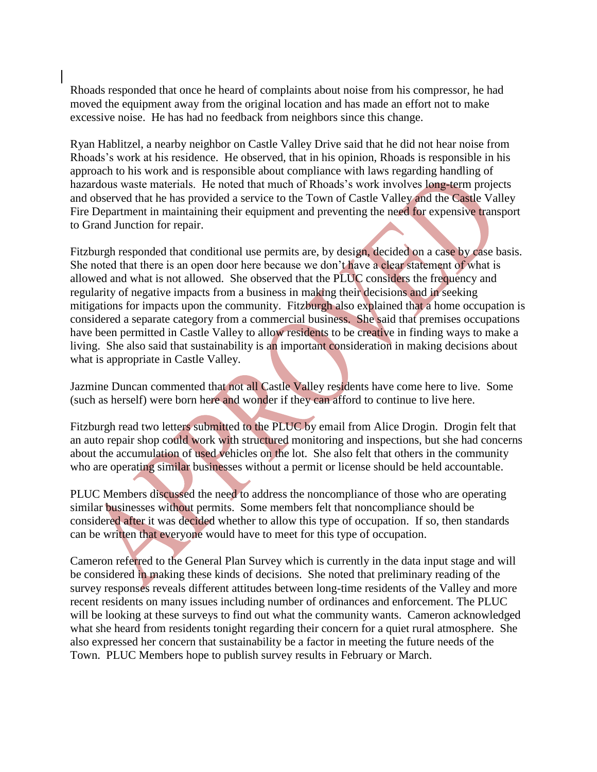Rhoads responded that once he heard of complaints about noise from his compressor, he had moved the equipment away from the original location and has made an effort not to make excessive noise. He has had no feedback from neighbors since this change.

Ryan Hablitzel, a nearby neighbor on Castle Valley Drive said that he did not hear noise from Rhoads's work at his residence. He observed, that in his opinion, Rhoads is responsible in his approach to his work and is responsible about compliance with laws regarding handling of hazardous waste materials. He noted that much of Rhoads's work involves long-term projects and observed that he has provided a service to the Town of Castle Valley and the Castle Valley Fire Department in maintaining their equipment and preventing the need for expensive transport to Grand Junction for repair.

Fitzburgh responded that conditional use permits are, by design, decided on a case by case basis. She noted that there is an open door here because we don't have a clear statement of what is allowed and what is not allowed. She observed that the PLUC considers the frequency and regularity of negative impacts from a business in making their decisions and in seeking mitigations for impacts upon the community. Fitzburgh also explained that a home occupation is considered a separate category from a commercial business. She said that premises occupations have been permitted in Castle Valley to allow residents to be creative in finding ways to make a living. She also said that sustainability is an important consideration in making decisions about what is appropriate in Castle Valley.

Jazmine Duncan commented that not all Castle Valley residents have come here to live. Some (such as herself) were born here and wonder if they can afford to continue to live here.

Fitzburgh read two letters submitted to the PLUC by email from Alice Drogin. Drogin felt that an auto repair shop could work with structured monitoring and inspections, but she had concerns about the accumulation of used vehicles on the lot. She also felt that others in the community who are operating similar businesses without a permit or license should be held accountable.

PLUC Members discussed the need to address the noncompliance of those who are operating similar businesses without permits. Some members felt that noncompliance should be considered after it was decided whether to allow this type of occupation. If so, then standards can be written that everyone would have to meet for this type of occupation.

Cameron referred to the General Plan Survey which is currently in the data input stage and will be considered in making these kinds of decisions. She noted that preliminary reading of the survey responses reveals different attitudes between long-time residents of the Valley and more recent residents on many issues including number of ordinances and enforcement. The PLUC will be looking at these surveys to find out what the community wants. Cameron acknowledged what she heard from residents tonight regarding their concern for a quiet rural atmosphere. She also expressed her concern that sustainability be a factor in meeting the future needs of the Town. PLUC Members hope to publish survey results in February or March.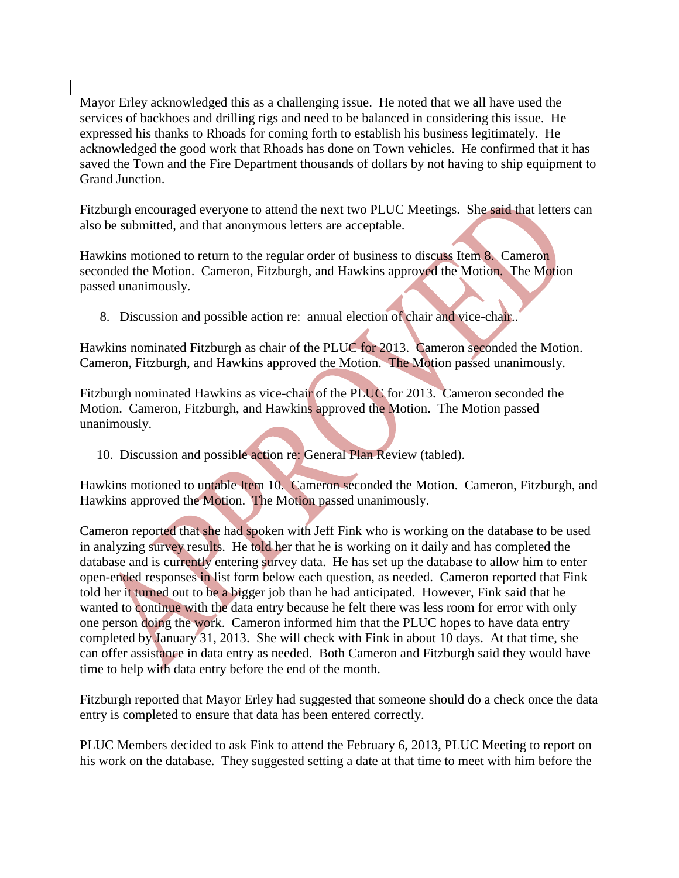Mayor Erley acknowledged this as a challenging issue. He noted that we all have used the services of backhoes and drilling rigs and need to be balanced in considering this issue. He expressed his thanks to Rhoads for coming forth to establish his business legitimately. He acknowledged the good work that Rhoads has done on Town vehicles. He confirmed that it has saved the Town and the Fire Department thousands of dollars by not having to ship equipment to Grand Junction.

Fitzburgh encouraged everyone to attend the next two PLUC Meetings. She said that letters can also be submitted, and that anonymous letters are acceptable.

Hawkins motioned to return to the regular order of business to discuss Item 8. Cameron seconded the Motion. Cameron, Fitzburgh, and Hawkins approved the Motion. The Motion passed unanimously.

8. Discussion and possible action re: annual election of chair and vice-chair..

Hawkins nominated Fitzburgh as chair of the PLUC for 2013. Cameron seconded the Motion. Cameron, Fitzburgh, and Hawkins approved the Motion. The Motion passed unanimously.

Fitzburgh nominated Hawkins as vice-chair of the PLUC for 2013. Cameron seconded the Motion. Cameron, Fitzburgh, and Hawkins approved the Motion. The Motion passed unanimously.

10. Discussion and possible action re: General Plan Review (tabled).

Hawkins motioned to untable Item 10. Cameron seconded the Motion. Cameron, Fitzburgh, and Hawkins approved the Motion. The Motion passed unanimously.

Cameron reported that she had spoken with Jeff Fink who is working on the database to be used in analyzing survey results. He told her that he is working on it daily and has completed the database and is currently entering survey data. He has set up the database to allow him to enter open-ended responses in list form below each question, as needed. Cameron reported that Fink told her it turned out to be a bigger job than he had anticipated. However, Fink said that he wanted to continue with the data entry because he felt there was less room for error with only one person doing the work. Cameron informed him that the PLUC hopes to have data entry completed by January 31, 2013. She will check with Fink in about 10 days. At that time, she can offer assistance in data entry as needed. Both Cameron and Fitzburgh said they would have time to help with data entry before the end of the month.

Fitzburgh reported that Mayor Erley had suggested that someone should do a check once the data entry is completed to ensure that data has been entered correctly.

PLUC Members decided to ask Fink to attend the February 6, 2013, PLUC Meeting to report on his work on the database. They suggested setting a date at that time to meet with him before the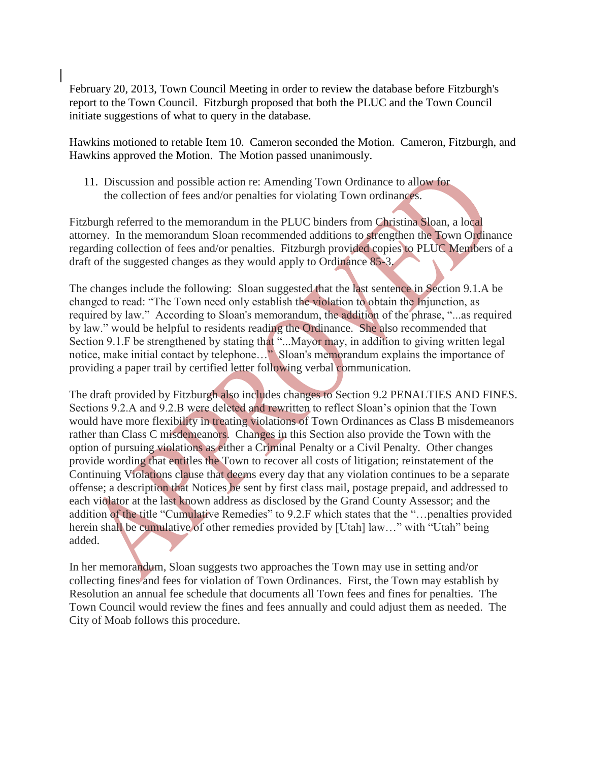February 20, 2013, Town Council Meeting in order to review the database before Fitzburgh's report to the Town Council. Fitzburgh proposed that both the PLUC and the Town Council initiate suggestions of what to query in the database.

Hawkins motioned to retable Item 10. Cameron seconded the Motion. Cameron, Fitzburgh, and Hawkins approved the Motion. The Motion passed unanimously.

11. Discussion and possible action re: Amending Town Ordinance to allow for the collection of fees and/or penalties for violating Town ordinances.

Fitzburgh referred to the memorandum in the PLUC binders from Christina Sloan, a local attorney. In the memorandum Sloan recommended additions to strengthen the Town Ordinance regarding collection of fees and/or penalties. Fitzburgh provided copies to PLUC Members of a draft of the suggested changes as they would apply to Ordinance 85-3.

The changes include the following: Sloan suggested that the last sentence in Section 9.1.A be changed to read: "The Town need only establish the violation to obtain the Injunction, as required by law." According to Sloan's memorandum, the addition of the phrase, "...as required by law." would be helpful to residents reading the Ordinance. She also recommended that Section 9.1.F be strengthened by stating that "...Mayor may, in addition to giving written legal notice, make initial contact by telephone…" Sloan's memorandum explains the importance of providing a paper trail by certified letter following verbal communication.

The draft provided by Fitzburgh also includes changes to Section 9.2 PENALTIES AND FINES. Sections 9.2.A and 9.2.B were deleted and rewritten to reflect Sloan's opinion that the Town would have more flexibility in treating violations of Town Ordinances as Class B misdemeanors rather than Class C misdemeanors. Changes in this Section also provide the Town with the option of pursuing violations as either a Criminal Penalty or a Civil Penalty. Other changes provide wording that entitles the Town to recover all costs of litigation; reinstatement of the Continuing Violations clause that deems every day that any violation continues to be a separate offense; a description that Notices be sent by first class mail, postage prepaid, and addressed to each violator at the last known address as disclosed by the Grand County Assessor; and the addition of the title "Cumulative Remedies" to 9.2.F which states that the "…penalties provided herein shall be cumulative of other remedies provided by [Utah] law…" with "Utah" being added.

In her memorandum, Sloan suggests two approaches the Town may use in setting and/or collecting fines and fees for violation of Town Ordinances. First, the Town may establish by Resolution an annual fee schedule that documents all Town fees and fines for penalties. The Town Council would review the fines and fees annually and could adjust them as needed. The City of Moab follows this procedure.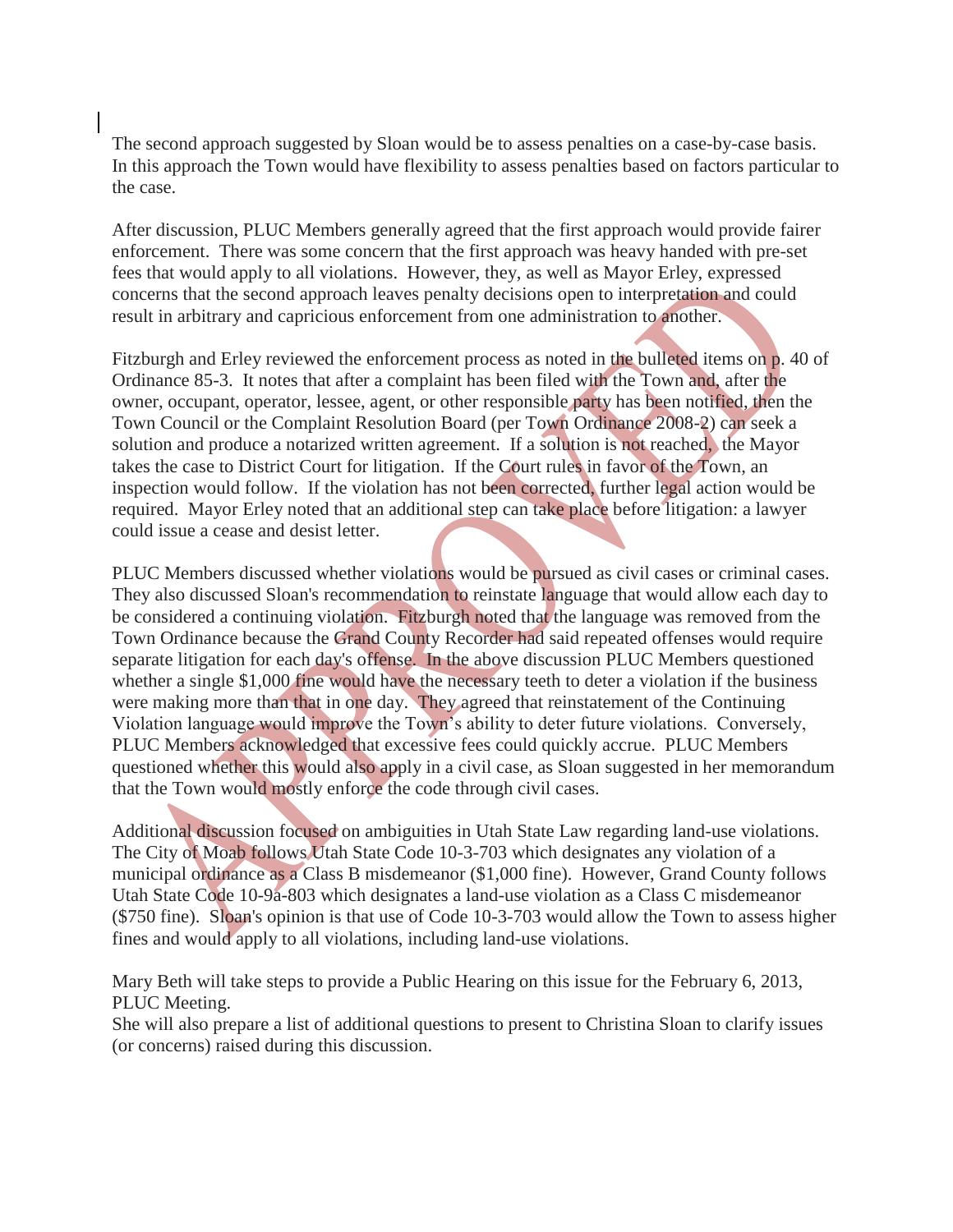The second approach suggested by Sloan would be to assess penalties on a case-by-case basis. In this approach the Town would have flexibility to assess penalties based on factors particular to the case.

After discussion, PLUC Members generally agreed that the first approach would provide fairer enforcement. There was some concern that the first approach was heavy handed with pre-set fees that would apply to all violations. However, they, as well as Mayor Erley, expressed concerns that the second approach leaves penalty decisions open to interpretation and could result in arbitrary and capricious enforcement from one administration to another.

Fitzburgh and Erley reviewed the enforcement process as noted in the bulleted items on p. 40 of Ordinance 85-3. It notes that after a complaint has been filed with the Town and, after the owner, occupant, operator, lessee, agent, or other responsible party has been notified, then the Town Council or the Complaint Resolution Board (per Town Ordinance 2008-2) can seek a solution and produce a notarized written agreement. If a solution is not reached, the Mayor takes the case to District Court for litigation. If the Court rules in favor of the Town, an inspection would follow. If the violation has not been corrected, further legal action would be required. Mayor Erley noted that an additional step can take place before litigation: a lawyer could issue a cease and desist letter.

PLUC Members discussed whether violations would be pursued as civil cases or criminal cases. They also discussed Sloan's recommendation to reinstate language that would allow each day to be considered a continuing violation. Fitzburgh noted that the language was removed from the Town Ordinance because the Grand County Recorder had said repeated offenses would require separate litigation for each day's offense. In the above discussion PLUC Members questioned whether a single $1,000 fine would have the necessary teeth to deter a violation if the business were making more than that in one day. They agreed that reinstatement of the Continuing Violation language would improve the Town's ability to deter future violations. Conversely, PLUC Members acknowledged that excessive fees could quickly accrue. PLUC Members questioned whether this would also apply in a civil case, as Sloan suggested in her memorandum that the Town would mostly enforce the code through civil cases.

Additional discussion focused on ambiguities in Utah State Law regarding land-use violations. The City of Moab follows Utah State Code 10-3-703 which designates any violation of a municipal ordinance as a Class B misdemeanor ($1,000 fine). However, Grand County follows Utah State Code 10-9a-803 which designates a land-use violation as a Class C misdemeanor ($750 fine). Sloan's opinion is that use of Code 10-3-703 would allow the Town to assess higher fines and would apply to all violations, including land-use violations.

Mary Beth will take steps to provide a Public Hearing on this issue for the February 6, 2013, PLUC Meeting.
She will also prepare a list of additional questions to present to Christina Sloan to clarify issues (or concerns) raised during this discussion.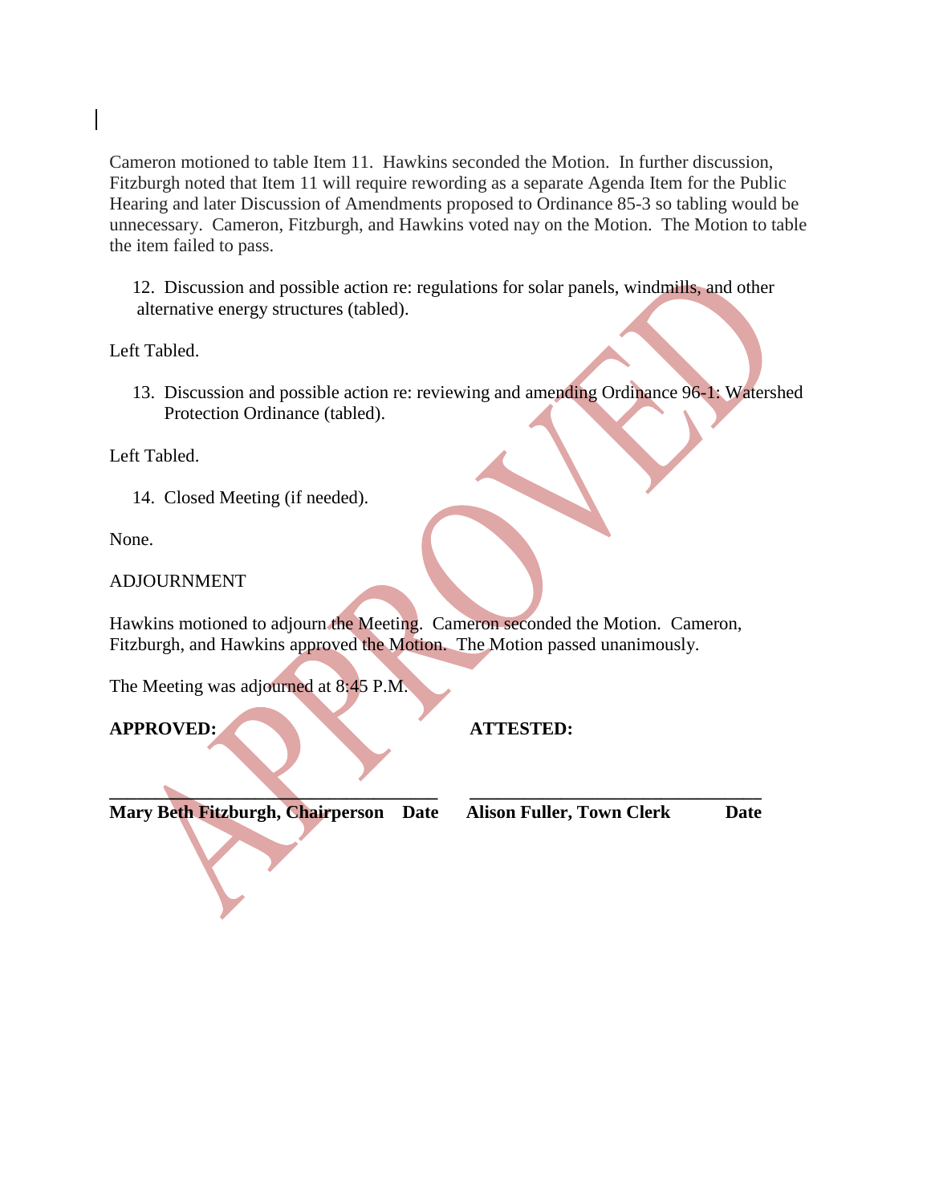Cameron motioned to table Item 11. Hawkins seconded the Motion. In further discussion, Fitzburgh noted that Item 11 will require rewording as a separate Agenda Item for the Public Hearing and later Discussion of Amendments proposed to Ordinance 85-3 so tabling would be unnecessary. Cameron, Fitzburgh, and Hawkins voted nay on the Motion. The Motion to table the item failed to pass.

12. Discussion and possible action re: regulations for solar panels, windmills, and other alternative energy structures (tabled).

Left Tabled.

13. Discussion and possible action re: reviewing and amending Ordinance 96-1: Watershed Protection Ordinance (tabled).

Left Tabled.

14. Closed Meeting (if needed).

None.

ADJOURNMENT

Hawkins motioned to adjourn the Meeting. Cameron seconded the Motion. Cameron, Fitzburgh, and Hawkins approved the Motion. The Motion passed unanimously.

The Meeting was adjourned at 8:45 P.M.

| **APPROVED:** | **ATTESTED:** |
| --- | --- |
| ______________________________ | ______________________________ |
| **Mary Beth Fitzburgh, Chairperson Date** | **Alison Fuller, Town Clerk Date** |

APPROVED